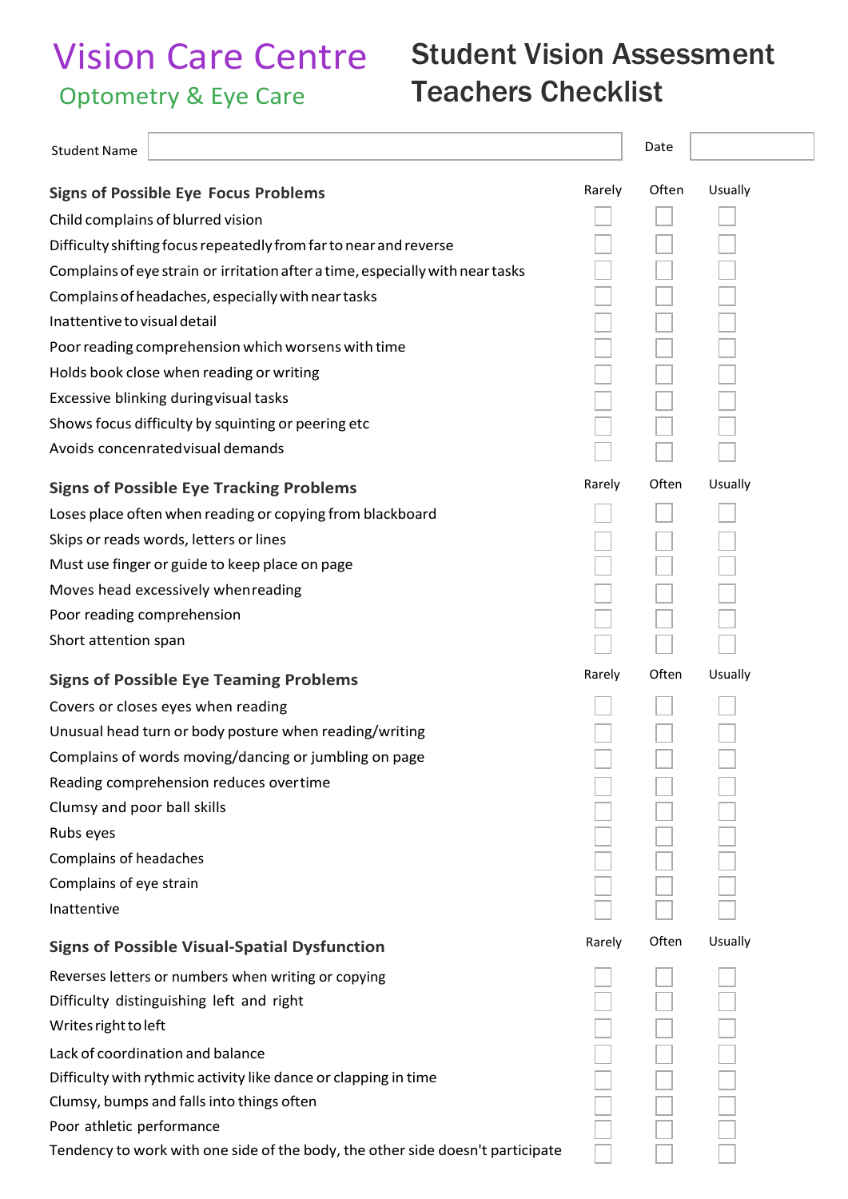# Vision Care Centre

## Optometry & Eye Care

# Student Vision Assessment Teachers Checklist

| Student Name | | Date | |
|---|---|---|---|

| Signs of Possible Eye Focus Problems | Rarely | Often | Usually |
|---|---|---|---|
| Child complains of blurred vision | ☐ | ☐ | ☐ |
| Difficulty shifting focus repeatedly from far to near and reverse | ☐ | ☐ | ☐ |
| Complains of eye strain or irritation after a time, especially with near tasks | ☐ | ☐ | ☐ |
| Complains of headaches, especially with near tasks | ☐ | ☐ | ☐ |
| Inattentive to visual detail | ☐ | ☐ | ☐ |
| Poor reading comprehension which worsens with time | ☐ | ☐ | ☐ |
| Holds book close when reading or writing | ☐ | ☐ | ☐ |
| Excessive blinking during visual tasks | ☐ | ☐ | ☐ |
| Shows focus difficulty by squinting or peering etc | ☐ | ☐ | ☐ |
| Avoids concenrated visual demands | ☐ | ☐ | ☐ |

| Signs of Possible Eye Tracking Problems | Rarely | Often | Usually |
|---|---|---|---|
| Loses place often when reading or copying from blackboard | ☐ | ☐ | ☐ |
| Skips or reads words, letters or lines | ☐ | ☐ | ☐ |
| Must use finger or guide to keep place on page | ☐ | ☐ | ☐ |
| Moves head excessively when reading | ☐ | ☐ | ☐ |
| Poor reading comprehension | ☐ | ☐ | ☐ |
| Short attention span | ☐ | ☐ | ☐ |

| Signs of Possible Eye Teaming Problems | Rarely | Often | Usually |
|---|---|---|---|
| Covers or closes eyes when reading | ☐ | ☐ | ☐ |
| Unusual head turn or body posture when reading/writing | ☐ | ☐ | ☐ |
| Complains of words moving/dancing or jumbling on page | ☐ | ☐ | ☐ |
| Reading comprehension reduces over time | ☐ | ☐ | ☐ |
| Clumsy and poor ball skills | ☐ | ☐ | ☐ |
| Rubs eyes | ☐ | ☐ | ☐ |
| Complains of headaches | ☐ | ☐ | ☐ |
| Complains of eye strain | ☐ | ☐ | ☐ |
| Inattentive | ☐ | ☐ | ☐ |

| Signs of Possible Visual-Spatial Dysfunction | Rarely | Often | Usually |
|---|---|---|---|
| Reverses letters or numbers when writing or copying | ☐ | ☐ | ☐ |
| Difficulty distinguishing left and right | ☐ | ☐ | ☐ |
| Writes right to left | ☐ | ☐ | ☐ |
| Lack of coordination and balance | ☐ | ☐ | ☐ |
| Difficulty with rythmic activity like dance or clapping in time | ☐ | ☐ | ☐ |
| Clumsy, bumps and falls into things often | ☐ | ☐ | ☐ |
| Poor athletic performance | ☐ | ☐ | ☐ |
| Tendency to work with one side of the body, the other side doesn't participate | ☐ | ☐ | ☐ |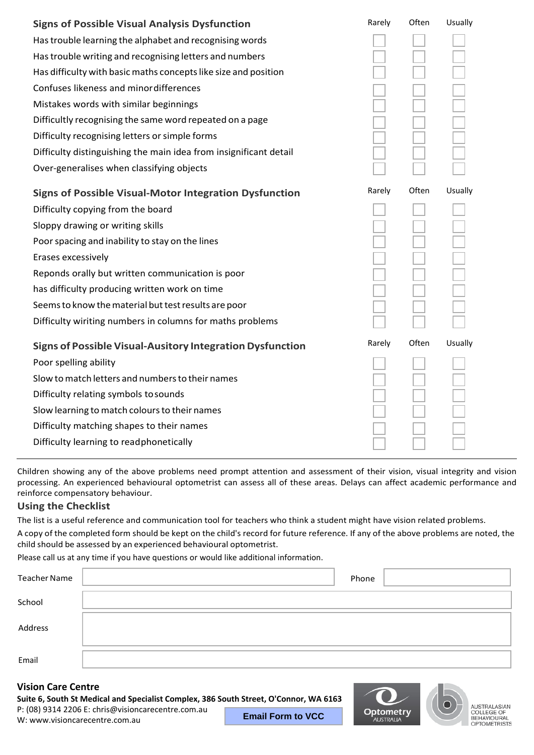## Signs of Possible Visual Analysis Dysfunction

| | Rarely | Often | Usually |
|---|---|---|---|
| Has trouble learning the alphabet and recognising words | ☐ | ☐ | ☐ |
| Has trouble writing and recognising letters and numbers | ☐ | ☐ | ☐ |
| Has difficulty with basic maths concepts like size and position | ☐ | ☐ | ☐ |
| Confuses likeness and minor differences | ☐ | ☐ | ☐ |
| Mistakes words with similar beginnings | ☐ | ☐ | ☐ |
| Difficultly recognising the same word repeated on a page | ☐ | ☐ | ☐ |
| Difficulty recognising letters or simple forms | ☐ | ☐ | ☐ |
| Difficulty distinguishing the main idea from insignificant detail | ☐ | ☐ | ☐ |
| Over-generalises when classifying objects | ☐ | ☐ | ☐ |

## Signs of Possible Visual-Motor Integration Dysfunction

| | Rarely | Often | Usually |
|---|---|---|---|
| Difficulty copying from the board | ☐ | ☐ | ☐ |
| Sloppy drawing or writing skills | ☐ | ☐ | ☐ |
| Poor spacing and inability to stay on the lines | ☐ | ☐ | ☐ |
| Erases excessively | ☐ | ☐ | ☐ |
| Reponds orally but written communication is poor | ☐ | ☐ | ☐ |
| has difficulty producing written work on time | ☐ | ☐ | ☐ |
| Seems to know the material but test results are poor | ☐ | ☐ | ☐ |
| Difficulty wiriting numbers in columns for maths problems | ☐ | ☐ | ☐ |

## Signs of Possible Visual-Ausitory Integration Dysfunction

| | Rarely | Often | Usually |
|---|---|---|---|
| Poor spelling ability | ☐ | ☐ | ☐ |
| Slow to match letters and numbers to their names | ☐ | ☐ | ☐ |
| Difficulty relating symbols to sounds | ☐ | ☐ | ☐ |
| Slow learning to match colours to their names | ☐ | ☐ | ☐ |
| Difficulty matching shapes to their names | ☐ | ☐ | ☐ |
| Difficulty learning to read phonetically | ☐ | ☐ | ☐ |

---

Children showing any of the above problems need prompt attention and assessment of their vision, visual integrity and vision processing. An experienced behavioural optometrist can assess all of these areas. Delays can affect academic performance and reinforce compensatory behaviour.

### Using the Checklist

The list is a useful reference and communication tool for teachers who think a student might have vision related problems.

A copy of the completed form should be kept on the child's record for future reference. If any of the above problems are noted, the child should be assessed by an experienced behavioural optometrist.

Please call us at any time if you have questions or would like additional information.

Teacher Name: ____________________ Phone: ____________________

School: ____________________

Address: ____________________

Email: ____________________

**Vision Care Centre**

**Suite 6, South St Medical and Specialist Complex, 386 South Street, O'Connor, WA 6163**

P: (08) 9314 2206 E: chris@visioncarecentre.com.au

W: www.visioncarecentre.com.au

**Email Form to VCC**

Optometry Australia

Australasian College of Behavioural Optometrists